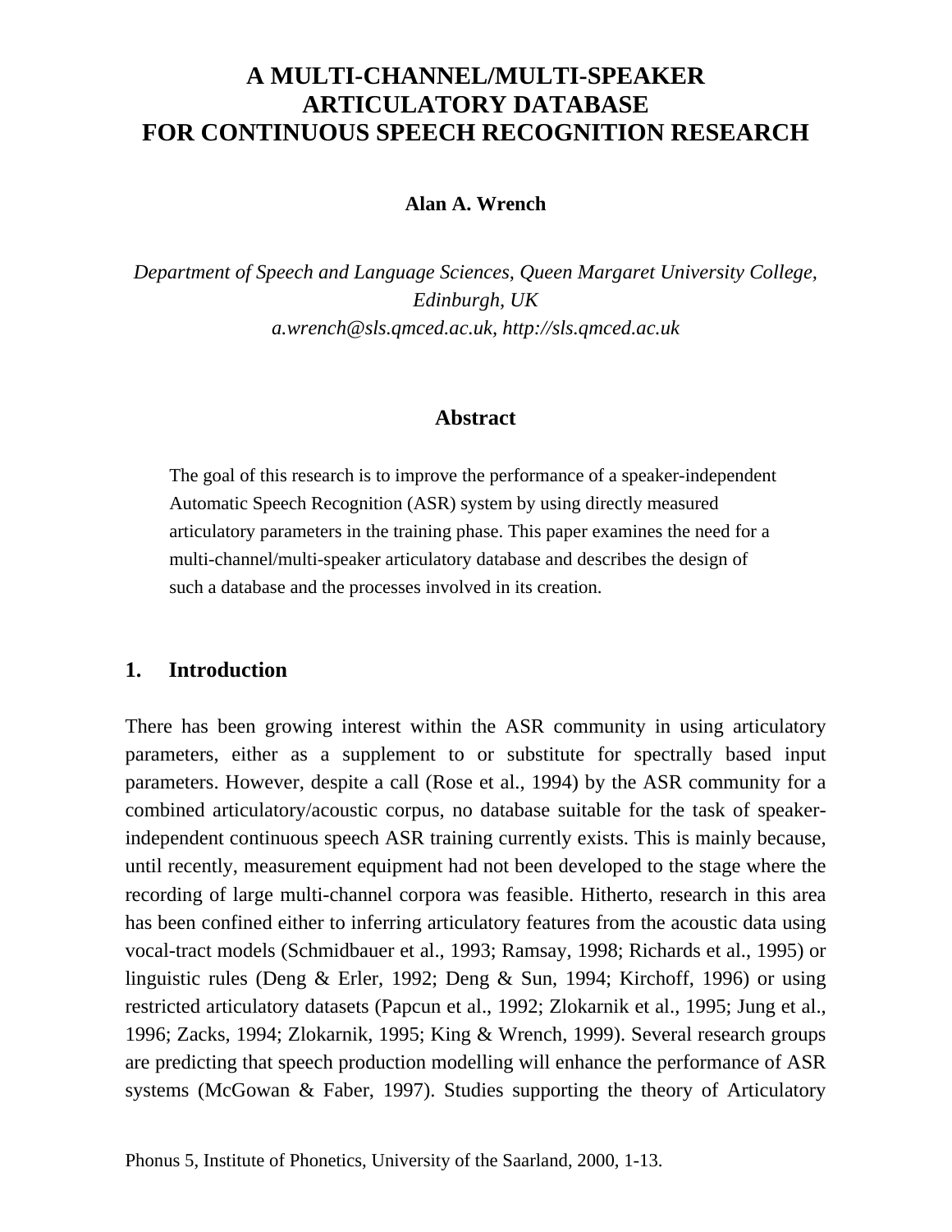# A MULTI-CHANNEL/MULTI-SPEAKER ARTICULATORY DATABASE FOR CONTINUOUS SPEECH RECOGNITION RESEARCH

**Alan A. Wrench**

*Department of Speech and Language Sciences, Queen Margaret University College, Edinburgh, UK*
*a.wrench@sls.qmced.ac.uk, http://sls.qmced.ac.uk*

## Abstract

The goal of this research is to improve the performance of a speaker-independent Automatic Speech Recognition (ASR) system by using directly measured articulatory parameters in the training phase. This paper examines the need for a multi-channel/multi-speaker articulatory database and describes the design of such a database and the processes involved in its creation.

## 1. Introduction

There has been growing interest within the ASR community in using articulatory parameters, either as a supplement to or substitute for spectrally based input parameters. However, despite a call (Rose et al., 1994) by the ASR community for a combined articulatory/acoustic corpus, no database suitable for the task of speaker-independent continuous speech ASR training currently exists. This is mainly because, until recently, measurement equipment had not been developed to the stage where the recording of large multi-channel corpora was feasible. Hitherto, research in this area has been confined either to inferring articulatory features from the acoustic data using vocal-tract models (Schmidbauer et al., 1993; Ramsay, 1998; Richards et al., 1995) or linguistic rules (Deng & Erler, 1992; Deng & Sun, 1994; Kirchoff, 1996) or using restricted articulatory datasets (Papcun et al., 1992; Zlokarnik et al., 1995; Jung et al., 1996; Zacks, 1994; Zlokarnik, 1995; King & Wrench, 1999). Several research groups are predicting that speech production modelling will enhance the performance of ASR systems (McGowan & Faber, 1997). Studies supporting the theory of Articulatory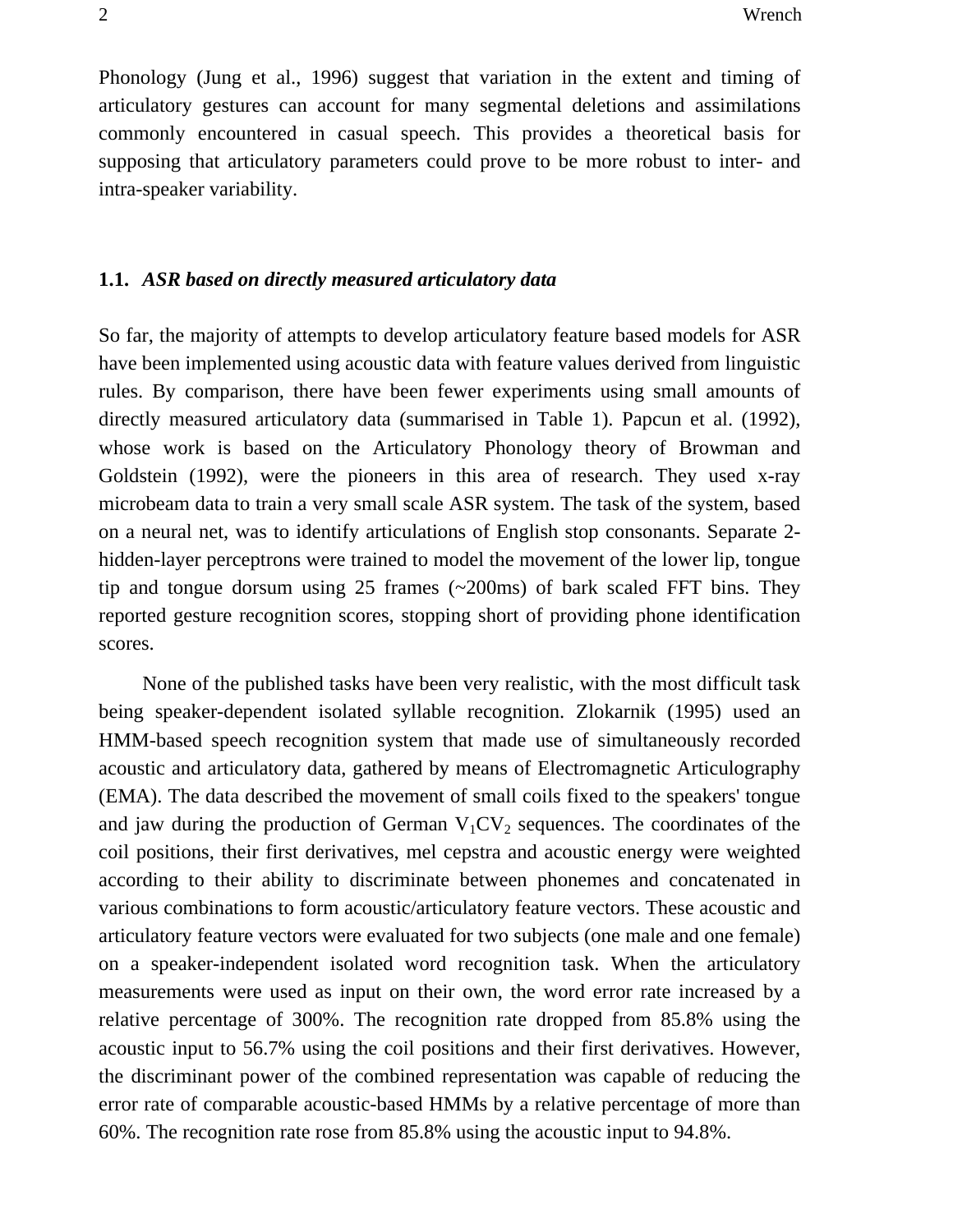Phonology (Jung et al., 1996) suggest that variation in the extent and timing of articulatory gestures can account for many segmental deletions and assimilations commonly encountered in casual speech. This provides a theoretical basis for supposing that articulatory parameters could prove to be more robust to inter- and intra-speaker variability.

### 1.1. *ASR based on directly measured articulatory data*

So far, the majority of attempts to develop articulatory feature based models for ASR have been implemented using acoustic data with feature values derived from linguistic rules. By comparison, there have been fewer experiments using small amounts of directly measured articulatory data (summarised in Table 1). Papcun et al. (1992), whose work is based on the Articulatory Phonology theory of Browman and Goldstein (1992), were the pioneers in this area of research. They used x-ray microbeam data to train a very small scale ASR system. The task of the system, based on a neural net, was to identify articulations of English stop consonants. Separate 2-hidden-layer perceptrons were trained to model the movement of the lower lip, tongue tip and tongue dorsum using 25 frames (~200ms) of bark scaled FFT bins. They reported gesture recognition scores, stopping short of providing phone identification scores.

None of the published tasks have been very realistic, with the most difficult task being speaker-dependent isolated syllable recognition. Zlokarnik (1995) used an HMM-based speech recognition system that made use of simultaneously recorded acoustic and articulatory data, gathered by means of Electromagnetic Articulography (EMA). The data described the movement of small coils fixed to the speakers' tongue and jaw during the production of German $V_1CV_2$ sequences. The coordinates of the coil positions, their first derivatives, mel cepstra and acoustic energy were weighted according to their ability to discriminate between phonemes and concatenated in various combinations to form acoustic/articulatory feature vectors. These acoustic and articulatory feature vectors were evaluated for two subjects (one male and one female) on a speaker-independent isolated word recognition task. When the articulatory measurements were used as input on their own, the word error rate increased by a relative percentage of 300%. The recognition rate dropped from 85.8% using the acoustic input to 56.7% using the coil positions and their first derivatives. However, the discriminant power of the combined representation was capable of reducing the error rate of comparable acoustic-based HMMs by a relative percentage of more than 60%. The recognition rate rose from 85.8% using the acoustic input to 94.8%.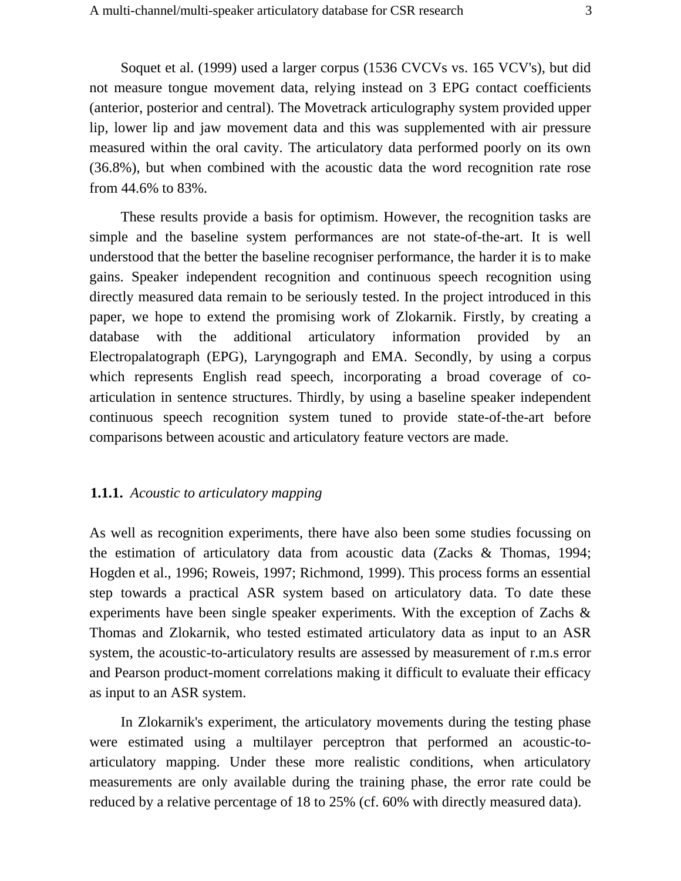Soquet et al. (1999) used a larger corpus (1536 CVCVs vs. 165 VCV's), but did not measure tongue movement data, relying instead on 3 EPG contact coefficients (anterior, posterior and central). The Movetrack articulography system provided upper lip, lower lip and jaw movement data and this was supplemented with air pressure measured within the oral cavity. The articulatory data performed poorly on its own (36.8%), but when combined with the acoustic data the word recognition rate rose from 44.6% to 83%.

These results provide a basis for optimism. However, the recognition tasks are simple and the baseline system performances are not state-of-the-art. It is well understood that the better the baseline recogniser performance, the harder it is to make gains. Speaker independent recognition and continuous speech recognition using directly measured data remain to be seriously tested. In the project introduced in this paper, we hope to extend the promising work of Zlokarnik. Firstly, by creating a database with the additional articulatory information provided by an Electropalatograph (EPG), Laryngograph and EMA. Secondly, by using a corpus which represents English read speech, incorporating a broad coverage of co-articulation in sentence structures. Thirdly, by using a baseline speaker independent continuous speech recognition system tuned to provide state-of-the-art before comparisons between acoustic and articulatory feature vectors are made.

### **1.1.1.** *Acoustic to articulatory mapping*

As well as recognition experiments, there have also been some studies focussing on the estimation of articulatory data from acoustic data (Zacks & Thomas, 1994; Hogden et al., 1996; Roweis, 1997; Richmond, 1999). This process forms an essential step towards a practical ASR system based on articulatory data. To date these experiments have been single speaker experiments. With the exception of Zachs & Thomas and Zlokarnik, who tested estimated articulatory data as input to an ASR system, the acoustic-to-articulatory results are assessed by measurement of r.m.s error and Pearson product-moment correlations making it difficult to evaluate their efficacy as input to an ASR system.

In Zlokarnik's experiment, the articulatory movements during the testing phase were estimated using a multilayer perceptron that performed an acoustic-to-articulatory mapping. Under these more realistic conditions, when articulatory measurements are only available during the training phase, the error rate could be reduced by a relative percentage of 18 to 25% (cf. 60% with directly measured data).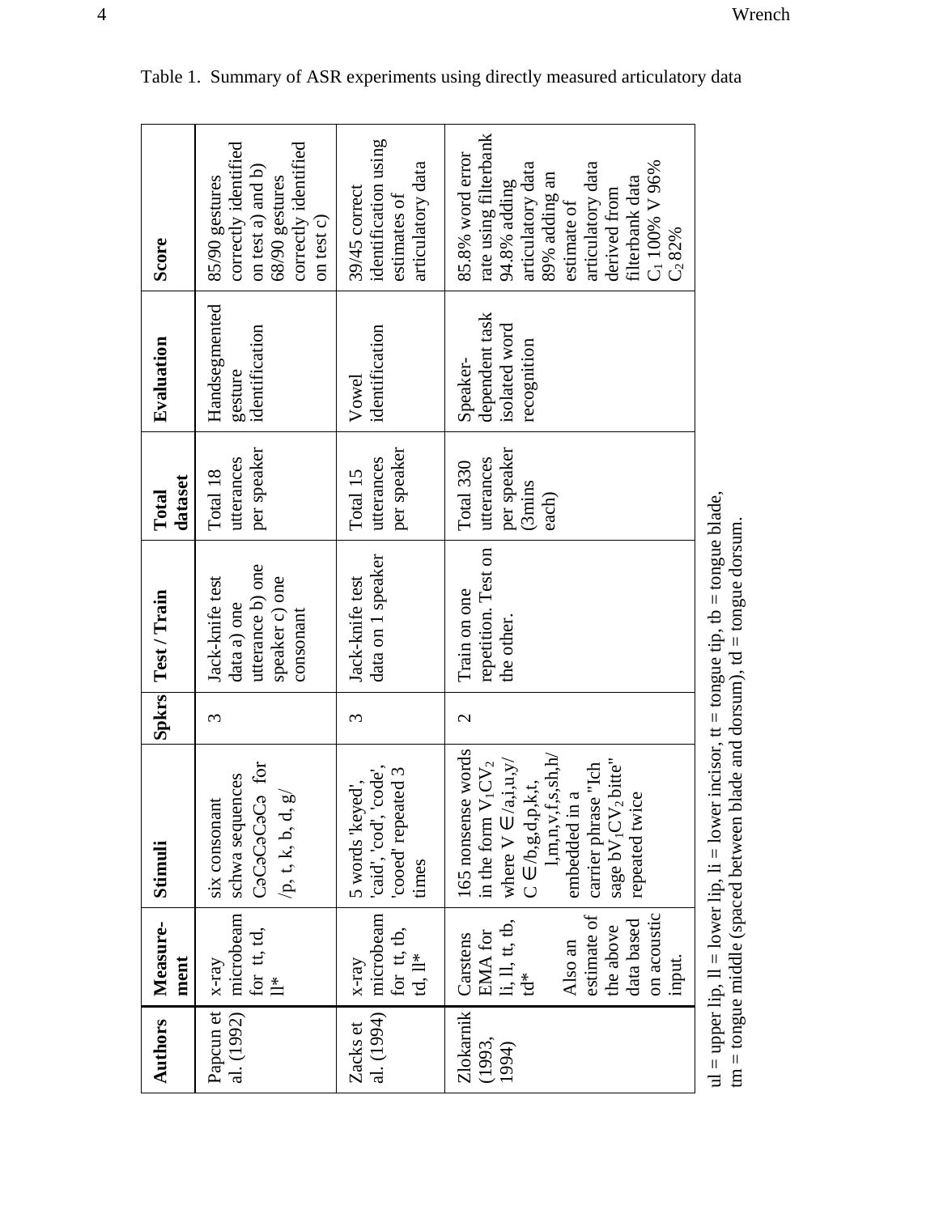Table 1. Summary of ASR experiments using directly measured articulatory data

| Authors | Measurement | Stimuli | Spkrs | Test / Train | Total dataset | Evaluation | Score |
|---|---|---|---|---|---|---|---|
| Papcun et al. (1992) | x-ray microbeam for tt, td, ll* | six consonant schwa sequences CəCəCəCə for /p, t, k, b, d, g/ | 3 | Jack-knife test data a) one utterance b) one speaker c) one consonant | Total 18 utterances per speaker | Handsegmented gesture identification | 85/90 gestures correctly identified on test a) and b) 68/90 gestures correctly identified on test c) |
| Zacks et al. (1994) | x-ray microbeam for tt, tb, td, ll* | 5 words 'keyed', 'caid', 'cod', 'code', 'cooed' repeated 3 times | 3 | Jack-knife test data on 1 speaker | Total 15 utterances per speaker | Vowel identification | 39/45 correct identification using estimates of articulatory data |
| Zlokarnik (1993, 1994) | Carstens EMA for li, ll, tt, tb, td* <br> Also an estimate of the above data based on acoustic input. | 165 nonsense words in the form $V_1CV_2$ where V ∈/a,i,u,y/ C ∈/b,g,d,p,k,t, l,m,n,v,f,s,sh,h/ embedded in a carrier phrase "Ich sage b$V_1CV_2$bitte" repeated twice | 2 | Train on one repetition. Test on the other. | Total 330 utterances per speaker (3mins each) | Speaker-dependent task isolated word recognition | 85.8% word error rate using filterbank 94.8% adding articulatory data 89% adding an estimate of articulatory data derived from filterbank data $C_1$ 100% V 96% $C_2$ 82% |

ul = upper lip, ll = lower lip, li = lower incisor, tt = tongue tip, tb = tongue blade, tm = tongue middle (spaced between blade and dorsum), td = tongue dorsum.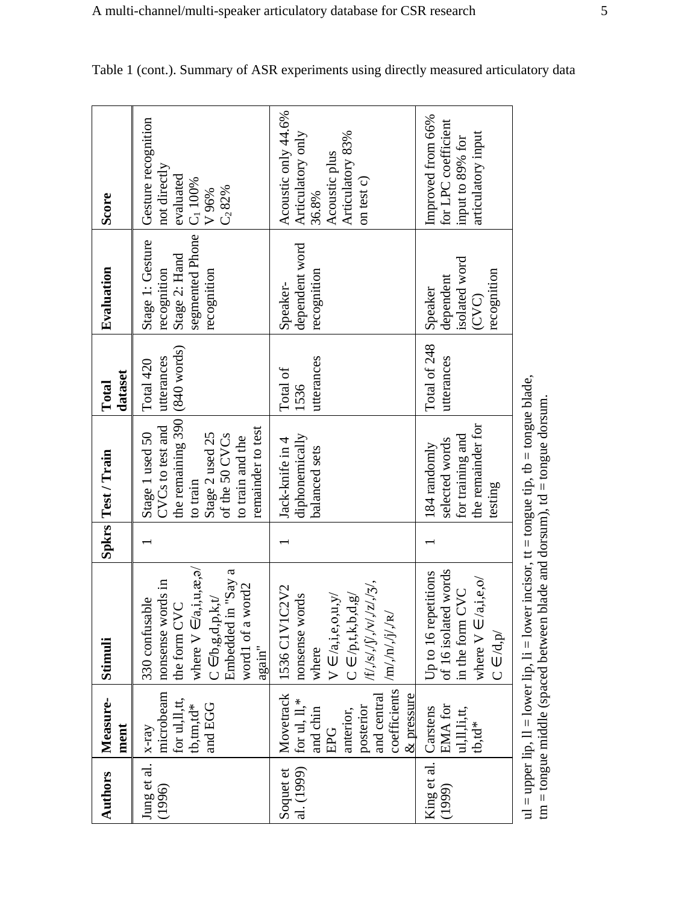Table 1 (cont.). Summary of ASR experiments using directly measured articulatory data

| Authors | Measurement | Stimuli | Spkrs | Test / Train | Total dataset | Evaluation | Score |
|---|---|---|---|---|---|---|---|
| Jung et al. (1996) | x-ray microbeam for ul,ll,tt, tb,tm,td* and EGG | 330 confusable nonsense words in the form CVC where V ∈/a,i,u,æ,ə/ C ∈/b,g,d,p,k,t/ Embedded in "Say a word1 of a word2 again" | 1 | Stage 1 used 50 CVCs to test and the remaining 390 to train Stage 2 used 25 of the 50 CVCs to train and the remainder to test | Total 420 utterances (840 words) | Stage 1: Gesture recognition Stage 2: Hand segmented Phone recognition | Gesture recognition not directly evaluated $C_1$ 100% V 96% $C_2$ 82% |
| Soquet et al. (1999) | Movetrack for ul, ll,* and chin EPG anterior, posterior and central coefficients & pressure | 1536 C1V1C2V2 nonsense words where V ∈/a,i,e,o,u,y/ C ∈ /p,t,k,b,d,g/ /f/,/s/,/ʃ/,/v/,/z/,/ʒ/, /m/,/n/,/j/,/ʀ/ | 1 | Jack-knife in 4 diphonemically balanced sets | Total of 1536 utterances | Speaker-dependent word recognition | Acoustic only 44.6% Articulatory only 36.8% Acoustic plus Articulatory 83% on test c) |
| King et al. (1999) | Carstens EMA for ul,ll,li,tt, tb,td* | Up to 16 repetitions of 16 isolated words in the form CVC where V ∈/a,i,e,o/ C ∈/d,p/ | 1 | 184 randomly selected words for training and the remainder for testing | Total of 248 utterances | Speaker dependent isolated word (CVC) recognition | Improved from 66% for LPC coefficient input to 89% for articulatory input |

ul = upper lip, ll = lower lip, li = lower incisor, tt = tongue tip, tb = tongue blade, tm = tongue middle (spaced between blade and dorsum), td = tongue dorsum.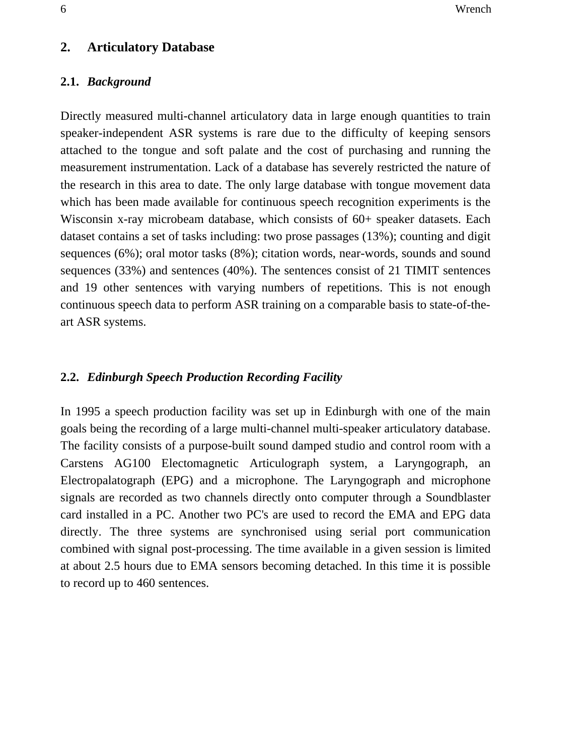## 2. Articulatory Database

### 2.1. *Background*

Directly measured multi-channel articulatory data in large enough quantities to train speaker-independent ASR systems is rare due to the difficulty of keeping sensors attached to the tongue and soft palate and the cost of purchasing and running the measurement instrumentation. Lack of a database has severely restricted the nature of the research in this area to date. The only large database with tongue movement data which has been made available for continuous speech recognition experiments is the Wisconsin x-ray microbeam database, which consists of 60+ speaker datasets. Each dataset contains a set of tasks including: two prose passages (13%); counting and digit sequences (6%); oral motor tasks (8%); citation words, near-words, sounds and sound sequences (33%) and sentences (40%). The sentences consist of 21 TIMIT sentences and 19 other sentences with varying numbers of repetitions. This is not enough continuous speech data to perform ASR training on a comparable basis to state-of-the-art ASR systems.

### 2.2. *Edinburgh Speech Production Recording Facility*

In 1995 a speech production facility was set up in Edinburgh with one of the main goals being the recording of a large multi-channel multi-speaker articulatory database. The facility consists of a purpose-built sound damped studio and control room with a Carstens AG100 Electomagnetic Articulograph system, a Laryngograph, an Electropalatograph (EPG) and a microphone. The Laryngograph and microphone signals are recorded as two channels directly onto computer through a Soundblaster card installed in a PC. Another two PC's are used to record the EMA and EPG data directly. The three systems are synchronised using serial port communication combined with signal post-processing. The time available in a given session is limited at about 2.5 hours due to EMA sensors becoming detached. In this time it is possible to record up to 460 sentences.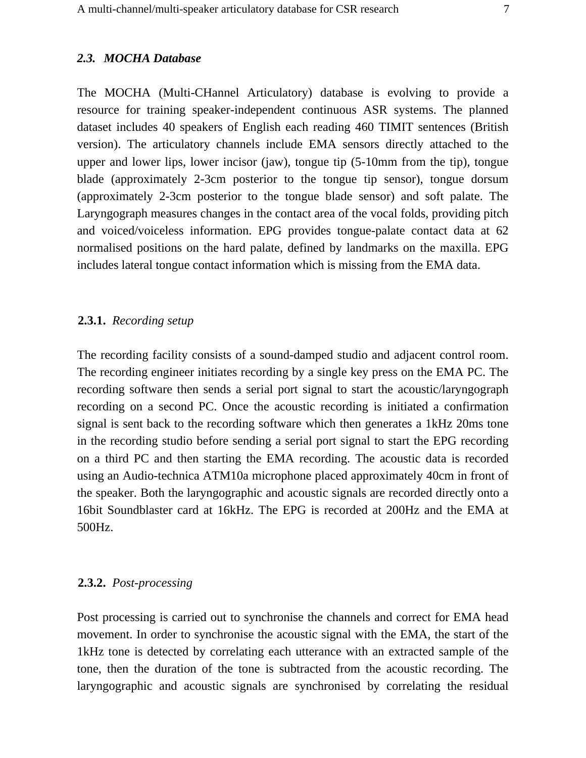### *2.3. MOCHA Database*

The MOCHA (Multi-CHannel Articulatory) database is evolving to provide a resource for training speaker-independent continuous ASR systems. The planned dataset includes 40 speakers of English each reading 460 TIMIT sentences (British version). The articulatory channels include EMA sensors directly attached to the upper and lower lips, lower incisor (jaw), tongue tip (5-10mm from the tip), tongue blade (approximately 2-3cm posterior to the tongue tip sensor), tongue dorsum (approximately 2-3cm posterior to the tongue blade sensor) and soft palate. The Laryngograph measures changes in the contact area of the vocal folds, providing pitch and voiced/voiceless information. EPG provides tongue-palate contact data at 62 normalised positions on the hard palate, defined by landmarks on the maxilla. EPG includes lateral tongue contact information which is missing from the EMA data.

#### **2.3.1.** *Recording setup*

The recording facility consists of a sound-damped studio and adjacent control room. The recording engineer initiates recording by a single key press on the EMA PC. The recording software then sends a serial port signal to start the acoustic/laryngograph recording on a second PC. Once the acoustic recording is initiated a confirmation signal is sent back to the recording software which then generates a 1kHz 20ms tone in the recording studio before sending a serial port signal to start the EPG recording on a third PC and then starting the EMA recording. The acoustic data is recorded using an Audio-technica ATM10a microphone placed approximately 40cm in front of the speaker. Both the laryngographic and acoustic signals are recorded directly onto a 16bit Soundblaster card at 16kHz. The EPG is recorded at 200Hz and the EMA at 500Hz.

#### **2.3.2.** *Post-processing*

Post processing is carried out to synchronise the channels and correct for EMA head movement. In order to synchronise the acoustic signal with the EMA, the start of the 1kHz tone is detected by correlating each utterance with an extracted sample of the tone, then the duration of the tone is subtracted from the acoustic recording. The laryngographic and acoustic signals are synchronised by correlating the residual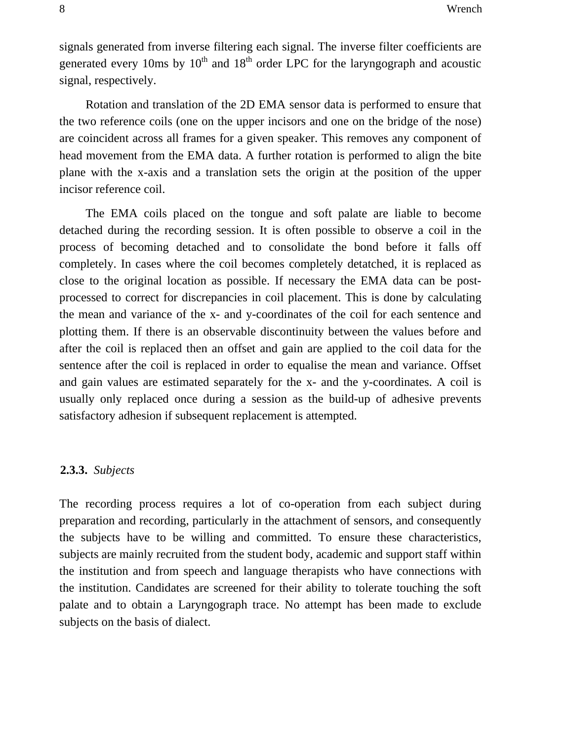signals generated from inverse filtering each signal. The inverse filter coefficients are generated every 10ms by $10^{th}$ and $18^{th}$ order LPC for the laryngograph and acoustic signal, respectively.

Rotation and translation of the 2D EMA sensor data is performed to ensure that the two reference coils (one on the upper incisors and one on the bridge of the nose) are coincident across all frames for a given speaker. This removes any component of head movement from the EMA data. A further rotation is performed to align the bite plane with the x-axis and a translation sets the origin at the position of the upper incisor reference coil.

The EMA coils placed on the tongue and soft palate are liable to become detached during the recording session. It is often possible to observe a coil in the process of becoming detached and to consolidate the bond before it falls off completely. In cases where the coil becomes completely detatched, it is replaced as close to the original location as possible. If necessary the EMA data can be post-processed to correct for discrepancies in coil placement. This is done by calculating the mean and variance of the x- and y-coordinates of the coil for each sentence and plotting them. If there is an observable discontinuity between the values before and after the coil is replaced then an offset and gain are applied to the coil data for the sentence after the coil is replaced in order to equalise the mean and variance. Offset and gain values are estimated separately for the x- and the y-coordinates. A coil is usually only replaced once during a session as the build-up of adhesive prevents satisfactory adhesion if subsequent replacement is attempted.

### **2.3.3.** *Subjects*

The recording process requires a lot of co-operation from each subject during preparation and recording, particularly in the attachment of sensors, and consequently the subjects have to be willing and committed. To ensure these characteristics, subjects are mainly recruited from the student body, academic and support staff within the institution and from speech and language therapists who have connections with the institution. Candidates are screened for their ability to tolerate touching the soft palate and to obtain a Laryngograph trace. No attempt has been made to exclude subjects on the basis of dialect.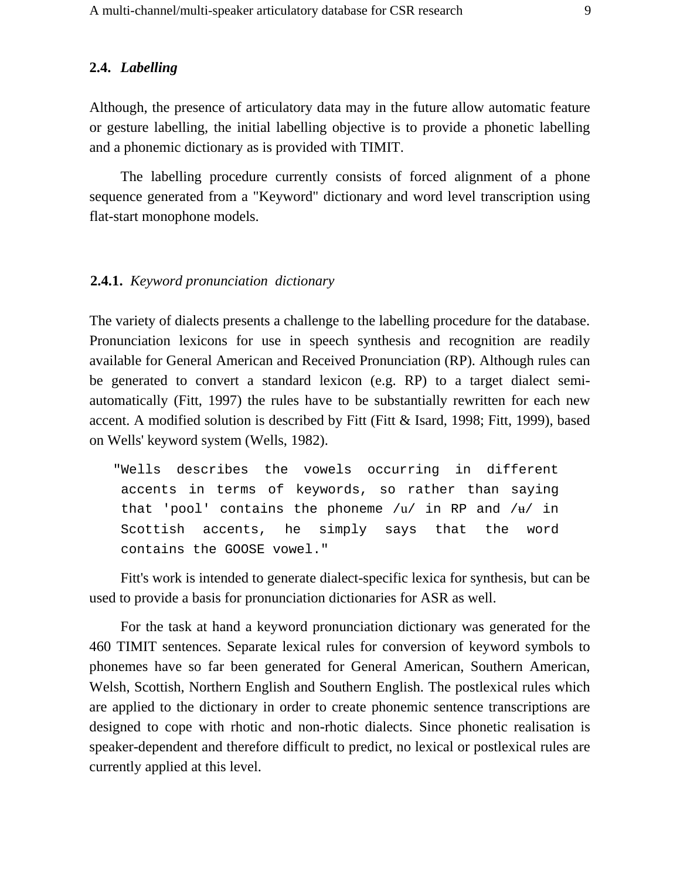### 2.4. *Labelling*

Although, the presence of articulatory data may in the future allow automatic feature or gesture labelling, the initial labelling objective is to provide a phonetic labelling and a phonemic dictionary as is provided with TIMIT.

The labelling procedure currently consists of forced alignment of a phone sequence generated from a "Keyword" dictionary and word level transcription using flat-start monophone models.

#### 2.4.1. *Keyword pronunciation dictionary*

The variety of dialects presents a challenge to the labelling procedure for the database. Pronunciation lexicons for use in speech synthesis and recognition are readily available for General American and Received Pronunciation (RP). Although rules can be generated to convert a standard lexicon (e.g. RP) to a target dialect semi-automatically (Fitt, 1997) the rules have to be substantially rewritten for each new accent. A modified solution is described by Fitt (Fitt & Isard, 1998; Fitt, 1999), based on Wells' keyword system (Wells, 1982).

> "Wells describes the vowels occurring in different accents in terms of keywords, so rather than saying that 'pool' contains the phoneme /u/ in RP and /ʉ/ in Scottish accents, he simply says that the word contains the GOOSE vowel."

Fitt's work is intended to generate dialect-specific lexica for synthesis, but can be used to provide a basis for pronunciation dictionaries for ASR as well.

For the task at hand a keyword pronunciation dictionary was generated for the 460 TIMIT sentences. Separate lexical rules for conversion of keyword symbols to phonemes have so far been generated for General American, Southern American, Welsh, Scottish, Northern English and Southern English. The postlexical rules which are applied to the dictionary in order to create phonemic sentence transcriptions are designed to cope with rhotic and non-rhotic dialects. Since phonetic realisation is speaker-dependent and therefore difficult to predict, no lexical or postlexical rules are currently applied at this level.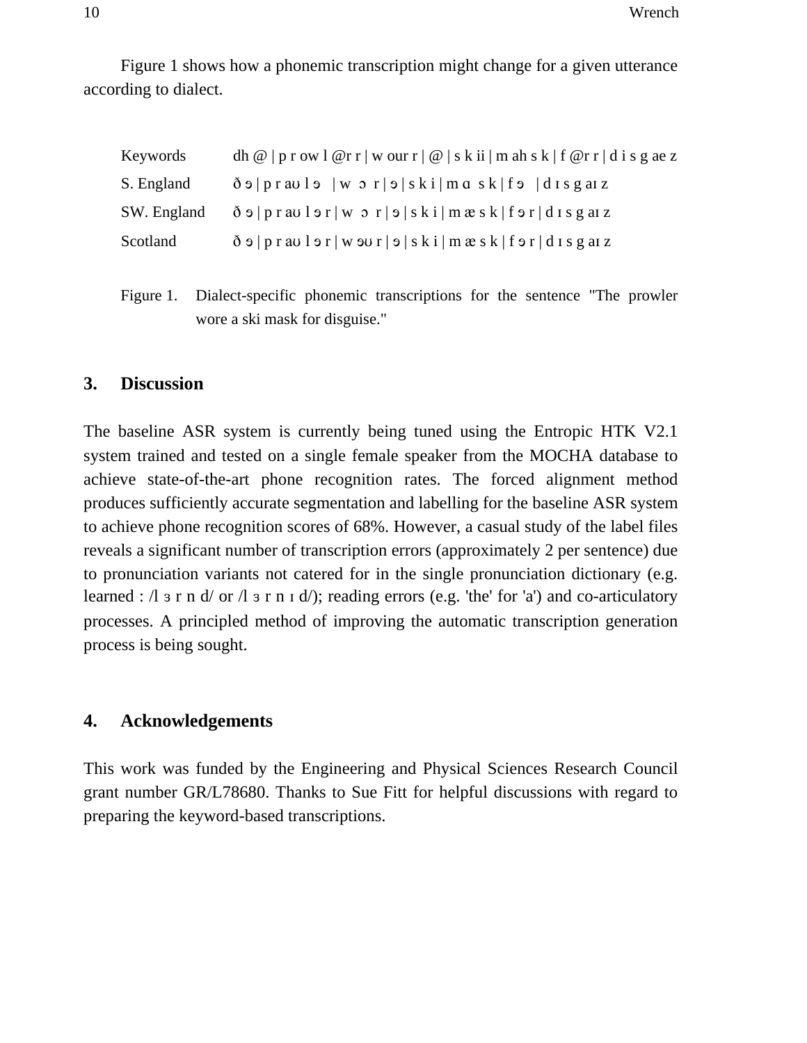Figure 1 shows how a phonemic transcription might change for a given utterance according to dialect.

| | |
|---|---|
| Keywords | dh @ \| p r ow l @r r \| w our r \| @ \| s k ii \| m ah s k \| f @r r \| d i s g ae z |
| S. England | ð ə \| p r aʊ l ə  \| w ɔ r \| ə \| s k i \| m ɑ s k \| f ə  \| d ɪ s g aɪ z |
| SW. England | ð ə \| p r aʊ l ə r \| w ɔ r \| ə \| s k i \| m æ s k \| f ə r \| d ɪ s g aɪ z |
| Scotland | ð ə \| p r aʊ l ə r \| w əʊ r \| ə \| s k i \| m æ s k \| f ə r \| d ɪ s g aɪ z |

Figure 1. Dialect-specific phonemic transcriptions for the sentence "The prowler wore a ski mask for disguise."

## 3. Discussion

The baseline ASR system is currently being tuned using the Entropic HTK V2.1 system trained and tested on a single female speaker from the MOCHA database to achieve state-of-the-art phone recognition rates. The forced alignment method produces sufficiently accurate segmentation and labelling for the baseline ASR system to achieve phone recognition scores of 68%. However, a casual study of the label files reveals a significant number of transcription errors (approximately 2 per sentence) due to pronunciation variants not catered for in the single pronunciation dictionary (e.g. learned : /l ɜ r n d/ or /l ɜ r n ɪ d/); reading errors (e.g. 'the' for 'a') and co-articulatory processes. A principled method of improving the automatic transcription generation process is being sought.

## 4. Acknowledgements

This work was funded by the Engineering and Physical Sciences Research Council grant number GR/L78680. Thanks to Sue Fitt for helpful discussions with regard to preparing the keyword-based transcriptions.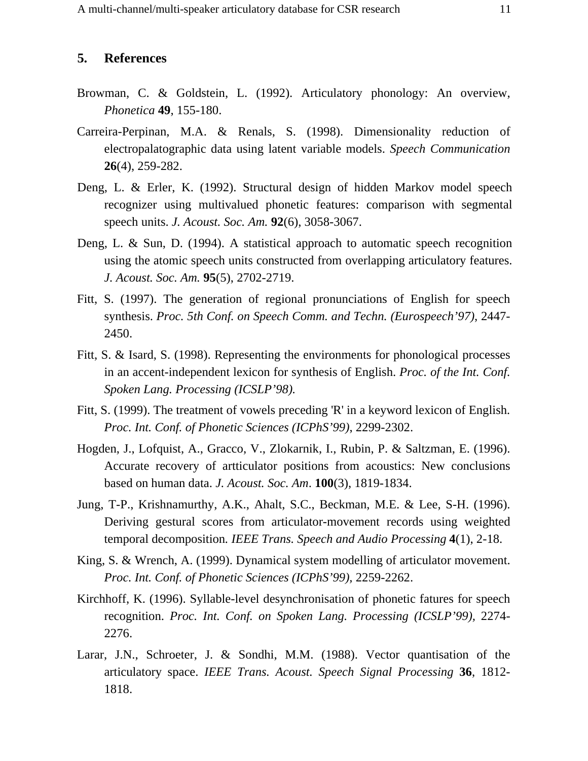## 5. References

Browman, C. & Goldstein, L. (1992). Articulatory phonology: An overview, *Phonetica* **49**, 155-180.

Carreira-Perpinan, M.A. & Renals, S. (1998). Dimensionality reduction of electropalatographic data using latent variable models. *Speech Communication* **26**(4), 259-282.

Deng, L. & Erler, K. (1992). Structural design of hidden Markov model speech recognizer using multivalued phonetic features: comparison with segmental speech units. *J. Acoust. Soc. Am.* **92**(6), 3058-3067.

Deng, L. & Sun, D. (1994). A statistical approach to automatic speech recognition using the atomic speech units constructed from overlapping articulatory features. *J. Acoust. Soc. Am.* **95**(5), 2702-2719.

Fitt, S. (1997). The generation of regional pronunciations of English for speech synthesis. *Proc. 5th Conf. on Speech Comm. and Techn. (Eurospeech'97)*, 2447-2450.

Fitt, S. & Isard, S. (1998). Representing the environments for phonological processes in an accent-independent lexicon for synthesis of English. *Proc. of the Int. Conf. Spoken Lang. Processing (ICSLP'98).*

Fitt, S. (1999). The treatment of vowels preceding 'R' in a keyword lexicon of English. *Proc. Int. Conf. of Phonetic Sciences (ICPhS'99)*, 2299-2302.

Hogden, J., Lofquist, A., Gracco, V., Zlokarnik, I., Rubin, P. & Saltzman, E. (1996). Accurate recovery of artticulator positions from acoustics: New conclusions based on human data. *J. Acoust. Soc. Am*. **100**(3), 1819-1834.

Jung, T-P., Krishnamurthy, A.K., Ahalt, S.C., Beckman, M.E. & Lee, S-H. (1996). Deriving gestural scores from articulator-movement records using weighted temporal decomposition. *IEEE Trans. Speech and Audio Processing* **4**(1), 2-18.

King, S. & Wrench, A. (1999). Dynamical system modelling of articulator movement. *Proc. Int. Conf. of Phonetic Sciences (ICPhS'99)*, 2259-2262.

Kirchhoff, K. (1996). Syllable-level desynchronisation of phonetic fatures for speech recognition. *Proc. Int. Conf. on Spoken Lang. Processing (ICSLP'99),* 2274-2276.

Larar, J.N., Schroeter, J. & Sondhi, M.M. (1988). Vector quantisation of the articulatory space. *IEEE Trans. Acoust. Speech Signal Processing* **36**, 1812-1818.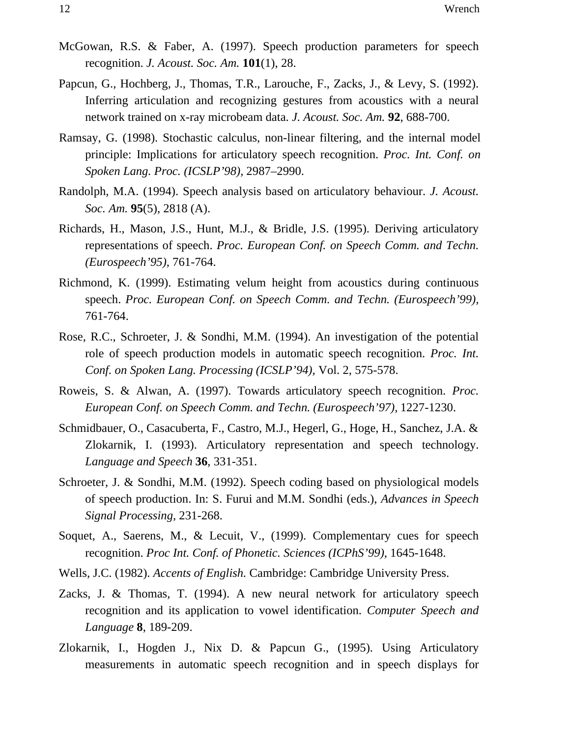McGowan, R.S. & Faber, A. (1997). Speech production parameters for speech recognition. *J. Acoust. Soc. Am.* **101**(1), 28.

Papcun, G., Hochberg, J., Thomas, T.R., Larouche, F., Zacks, J., & Levy, S. (1992). Inferring articulation and recognizing gestures from acoustics with a neural network trained on x-ray microbeam data. *J. Acoust. Soc. Am.* **92**, 688-700.

Ramsay, G. (1998). Stochastic calculus, non-linear filtering, and the internal model principle: Implications for articulatory speech recognition. *Proc. Int. Conf. on Spoken Lang. Proc. (ICSLP'98),* 2987–2990.

Randolph, M.A. (1994). Speech analysis based on articulatory behaviour. *J. Acoust. Soc. Am.* **95**(5), 2818 (A).

Richards, H., Mason, J.S., Hunt, M.J., & Bridle, J.S. (1995). Deriving articulatory representations of speech. *Proc. European Conf. on Speech Comm. and Techn. (Eurospeech'95),* 761-764.

Richmond, K. (1999). Estimating velum height from acoustics during continuous speech. *Proc. European Conf. on Speech Comm. and Techn. (Eurospeech'99),* 761-764.

Rose, R.C., Schroeter, J. & Sondhi, M.M. (1994). An investigation of the potential role of speech production models in automatic speech recognition. *Proc. Int. Conf. on Spoken Lang. Processing (ICSLP'94),* Vol. 2, 575-578.

Roweis, S. & Alwan, A. (1997). Towards articulatory speech recognition. *Proc. European Conf. on Speech Comm. and Techn. (Eurospeech'97),* 1227-1230.

Schmidbauer, O., Casacuberta, F., Castro, M.J., Hegerl, G., Hoge, H., Sanchez, J.A. & Zlokarnik, I. (1993). Articulatory representation and speech technology. *Language and Speech* **36**, 331-351.

Schroeter, J. & Sondhi, M.M. (1992). Speech coding based on physiological models of speech production. In: S. Furui and M.M. Sondhi (eds.), *Advances in Speech Signal Processing*, 231-268.

Soquet, A., Saerens, M., & Lecuit, V., (1999). Complementary cues for speech recognition. *Proc Int. Conf. of Phonetic. Sciences (ICPhS'99),* 1645-1648.

Wells, J.C. (1982). *Accents of English.* Cambridge: Cambridge University Press.

Zacks, J. & Thomas, T. (1994). A new neural network for articulatory speech recognition and its application to vowel identification. *Computer Speech and Language* **8**, 189-209.

Zlokarnik, I., Hogden J., Nix D. & Papcun G., (1995). Using Articulatory measurements in automatic speech recognition and in speech displays for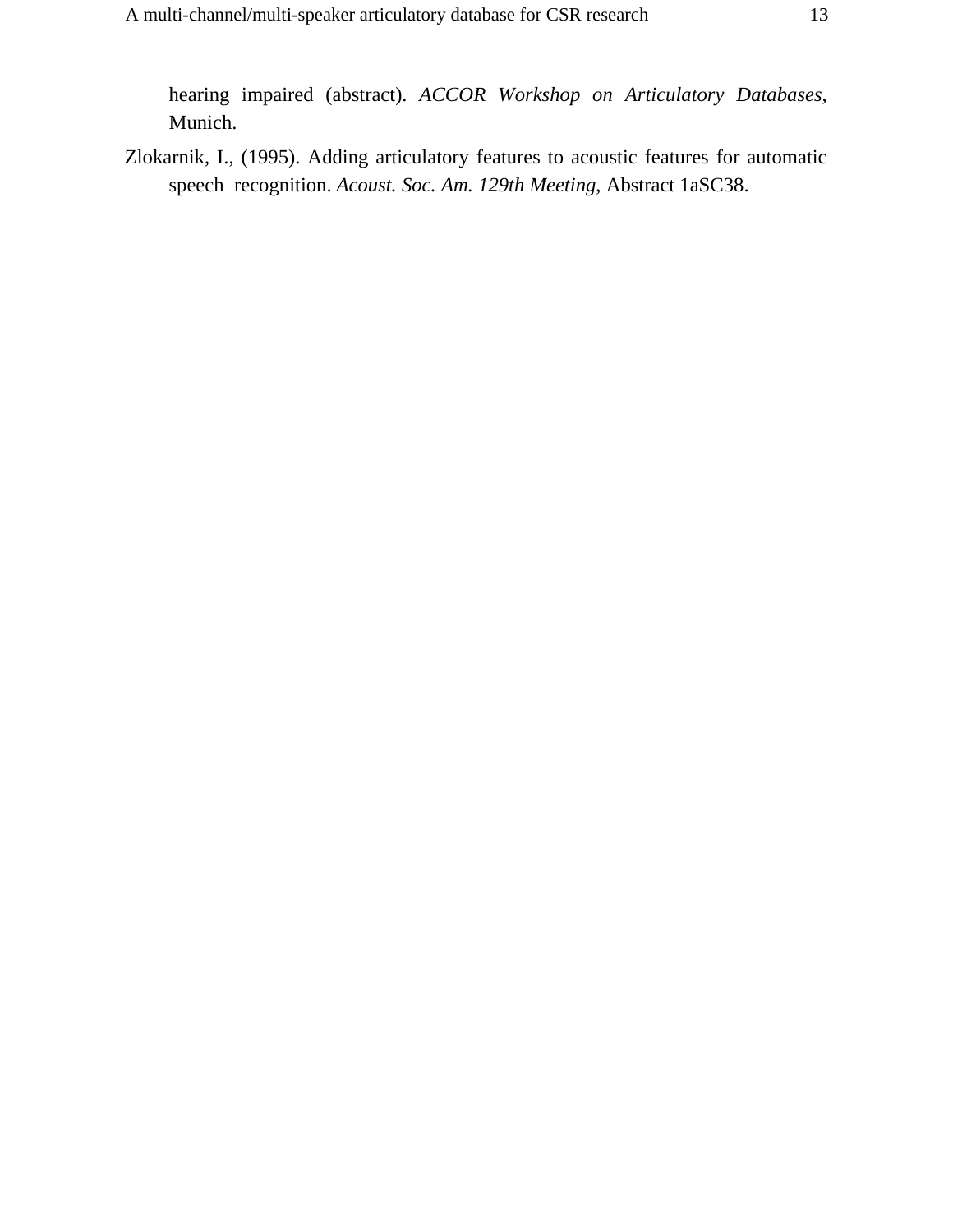hearing impaired (abstract). *ACCOR Workshop on Articulatory Databases*, Munich.

Zlokarnik, I., (1995). Adding articulatory features to acoustic features for automatic speech recognition. *Acoust. Soc. Am. 129th Meeting*, Abstract 1aSC38.